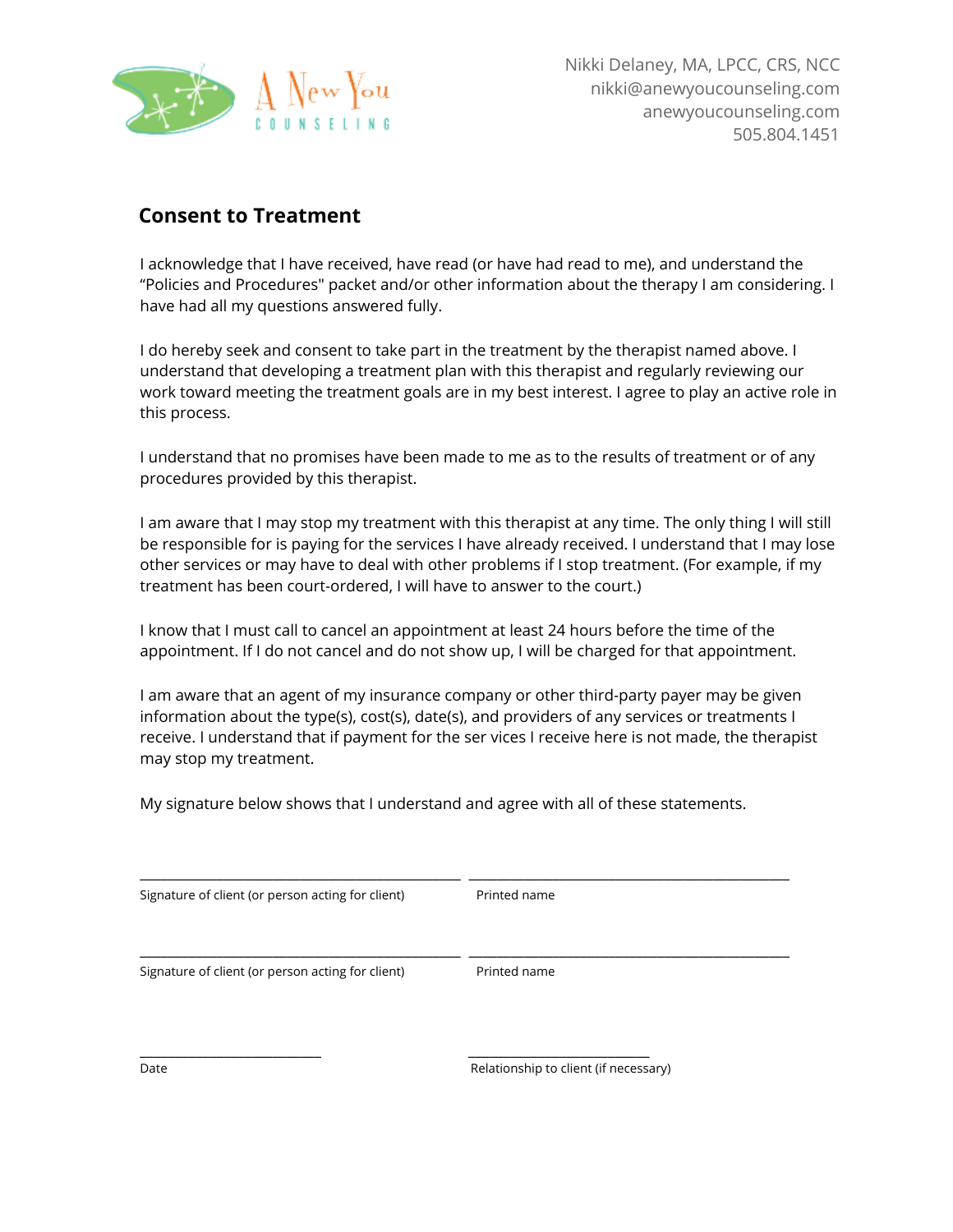A New You COUNSELING

Nikki Delaney, MA, LPCC, CRS, NCC
nikki@anewyoucounseling.com
anewyoucounseling.com
505.804.1451

## Consent to Treatment

I acknowledge that I have received, have read (or have had read to me), and understand the “Policies and Procedures" packet and/or other information about the therapy I am considering. I have had all my questions answered fully.

I do hereby seek and consent to take part in the treatment by the therapist named above. I understand that developing a treatment plan with this therapist and regularly reviewing our work toward meeting the treatment goals are in my best interest. I agree to play an active role in this process.

I understand that no promises have been made to me as to the results of treatment or of any procedures provided by this therapist.

I am aware that I may stop my treatment with this therapist at any time. The only thing I will still be responsible for is paying for the services I have already received. I understand that I may lose other services or may have to deal with other problems if I stop treatment. (For example, if my treatment has been court-ordered, I will have to answer to the court.)

I know that I must call to cancel an appointment at least 24 hours before the time of the appointment. If I do not cancel and do not show up, I will be charged for that appointment.

I am aware that an agent of my insurance company or other third-party payer may be given information about the type(s), cost(s), date(s), and providers of any services or treatments I receive. I understand that if payment for the ser vices I receive here is not made, the therapist may stop my treatment.

My signature below shows that I understand and agree with all of these statements.

\_\_\_\_\_\_\_\_\_\_\_\_\_\_\_\_\_\_\_\_\_\_\_\_\_\_\_\_\_\_\_\_\_\_\_\_\_\_\_\_ \_\_\_\_\_\_\_\_\_\_\_\_\_\_\_\_\_\_\_\_\_\_\_\_\_\_\_\_\_\_\_\_\_\_\_\_\_\_\_\_
Signature of client (or person acting for client) Printed name

\_\_\_\_\_\_\_\_\_\_\_\_\_\_\_\_\_\_\_\_\_\_\_\_\_\_\_\_\_\_\_\_\_\_\_\_\_\_\_\_ \_\_\_\_\_\_\_\_\_\_\_\_\_\_\_\_\_\_\_\_\_\_\_\_\_\_\_\_\_\_\_\_\_\_\_\_\_\_\_\_
Signature of client (or person acting for client) Printed name

\_\_\_\_\_\_\_\_\_\_\_\_\_\_\_\_\_\_\_\_\_\_\_\_ \_\_\_\_\_\_\_\_\_\_\_\_\_\_\_\_\_\_\_\_\_\_\_\_
Date Relationship to client (if necessary)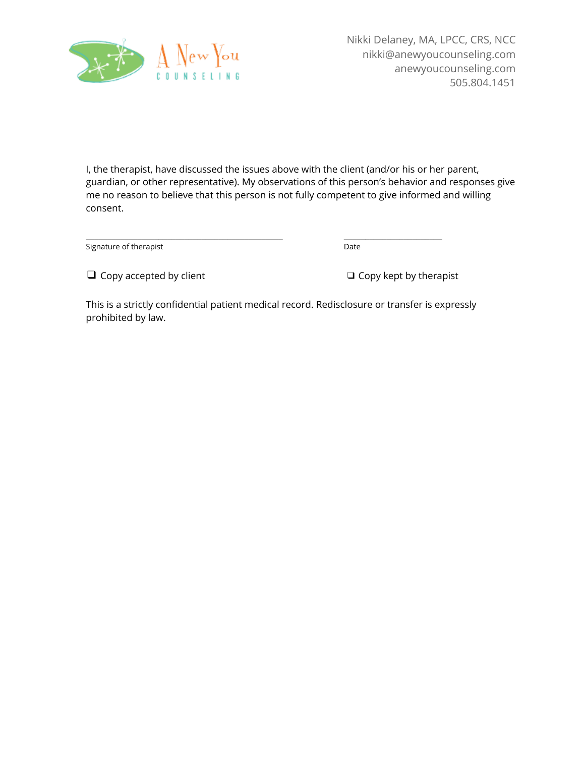Nikki Delaney, MA, LPCC, CRS, NCC
nikki@anewyoucounseling.com
anewyoucounseling.com
505.804.1451

I, the therapist, have discussed the issues above with the client (and/or his or her parent, guardian, or other representative). My observations of this person's behavior and responses give me no reason to believe that this person is not fully competent to give informed and willing consent.

_______________________________________________ &nbsp;&nbsp;&nbsp;&nbsp;&nbsp;&nbsp;&nbsp;&nbsp; ________________________

Signature of therapist &nbsp;&nbsp;&nbsp;&nbsp;&nbsp;&nbsp;&nbsp;&nbsp;&nbsp;&nbsp;&nbsp;&nbsp;&nbsp;&nbsp;&nbsp;&nbsp;&nbsp;&nbsp;&nbsp;&nbsp;&nbsp;&nbsp;&nbsp;&nbsp;&nbsp;&nbsp;&nbsp;&nbsp;&nbsp;&nbsp;&nbsp;&nbsp;&nbsp;&nbsp; Date

❏ Copy accepted by client &nbsp;&nbsp;&nbsp;&nbsp;&nbsp;&nbsp;&nbsp;&nbsp;&nbsp;&nbsp;&nbsp;&nbsp;&nbsp;&nbsp;&nbsp;&nbsp;&nbsp;&nbsp;&nbsp;&nbsp; ❏ Copy kept by therapist

This is a strictly confidential patient medical record. Redisclosure or transfer is expressly prohibited by law.